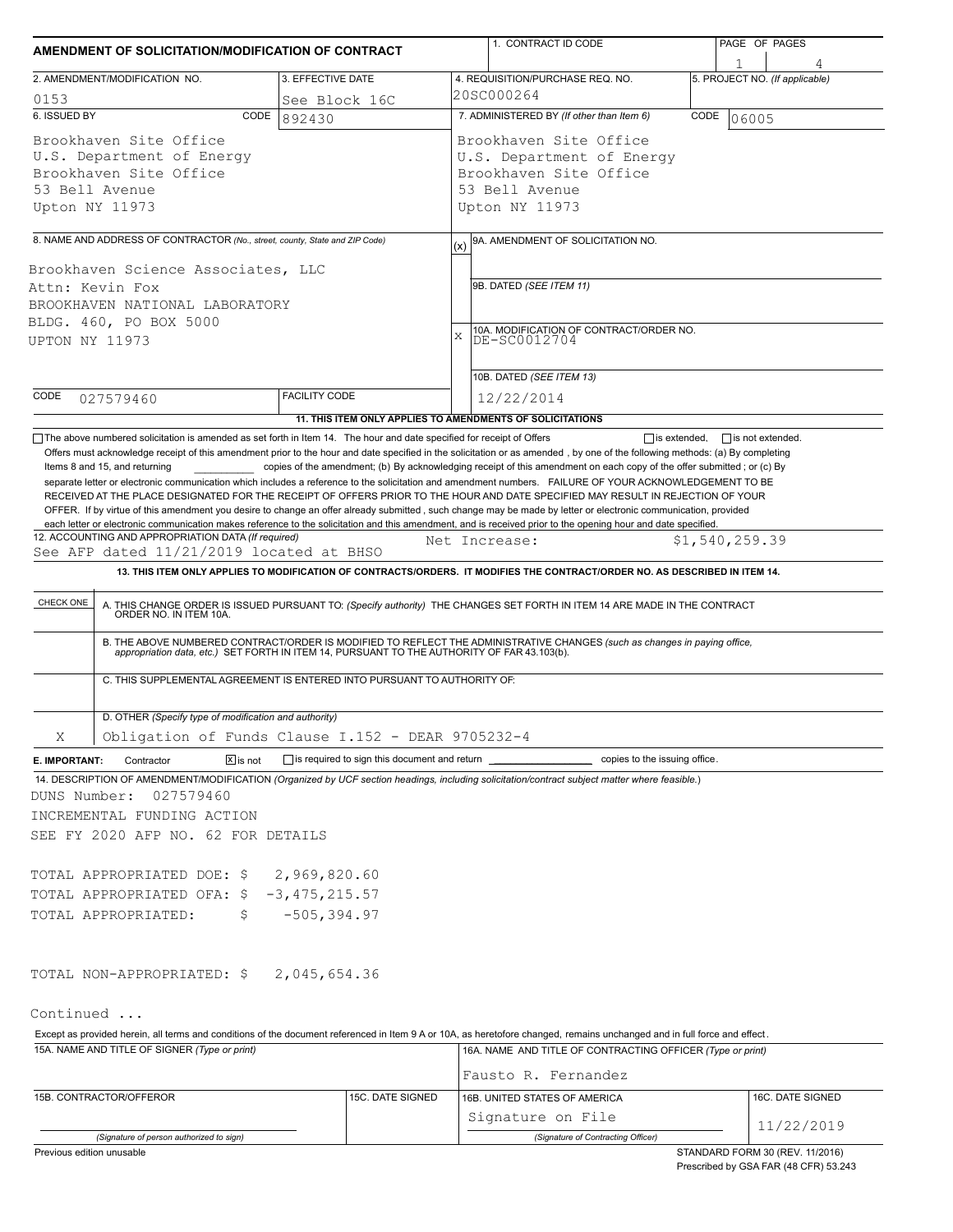# AMENDMENT OF SOLICITATION/MODIFICATION OF CONTRACT

| 1. CONTRACT ID CODE | PAGE OF PAGES |
|---|---|
| | 1 of 4 |

| 2. AMENDMENT/MODIFICATION NO. | 3. EFFECTIVE DATE | 4. REQUISITION/PURCHASE REQ. NO. | 5. PROJECT NO. (If applicable) |
|---|---|---|---|
| 0153 | See Block 16C | 20SC000264 | |

| 6. ISSUED BY CODE 892430 | 7. ADMINISTERED BY (If other than Item 6) CODE 06005 |
|---|---|
| Brookhaven Site Office<br>U.S. Department of Energy<br>Brookhaven Site Office<br>53 Bell Avenue<br>Upton NY 11973 | Brookhaven Site Office<br>U.S. Department of Energy<br>Brookhaven Site Office<br>53 Bell Avenue<br>Upton NY 11973 |

**8. NAME AND ADDRESS OF CONTRACTOR** (No., street, county, State and ZIP Code)

Brookhaven Science Associates, LLC
Attn: Kevin Fox
BROOKHAVEN NATIONAL LABORATORY
BLDG. 460, PO BOX 5000
UPTON NY 11973

CODE 027579460 FACILITY CODE

(x) 9A. AMENDMENT OF SOLICITATION NO.

9B. DATED (SEE ITEM 11)

X 10A. MODIFICATION OF CONTRACT/ORDER NO. DE-SC0012704

10B. DATED (SEE ITEM 13) 12/22/2014

**11. THIS ITEM ONLY APPLIES TO AMENDMENTS OF SOLICITATIONS**

☐ The above numbered solicitation is amended as set forth in Item 14. The hour and date specified for receipt of Offers ☐ is extended, ☐ is not extended.
Offers must acknowledge receipt of this amendment prior to the hour and date specified in the solicitation or as amended, by one of the following methods: (a) By completing Items 8 and 15, and returning ______ copies of the amendment; (b) By acknowledging receipt of this amendment on each copy of the offer submitted ; or (c) By separate letter or electronic communication which includes a reference to the solicitation and amendment numbers. FAILURE OF YOUR ACKNOWLEDGEMENT TO BE RECEIVED AT THE PLACE DESIGNATED FOR THE RECEIPT OF OFFERS PRIOR TO THE HOUR AND DATE SPECIFIED MAY RESULT IN REJECTION OF YOUR OFFER. If by virtue of this amendment you desire to change an offer already submitted, such change may be made by letter or electronic communication, provided each letter or electronic communication makes reference to the solicitation and this amendment, and is received prior to the opening hour and date specified.

**12. ACCOUNTING AND APPROPRIATION DATA** (If required)
See AFP dated 11/21/2019 located at BHSO Net Increase: $1,540,259.39

**13. THIS ITEM ONLY APPLIES TO MODIFICATION OF CONTRACTS/ORDERS. IT MODIFIES THE CONTRACT/ORDER NO. AS DESCRIBED IN ITEM 14.**

| CHECK ONE | |
|---|---|
| | A. THIS CHANGE ORDER IS ISSUED PURSUANT TO: (Specify authority) THE CHANGES SET FORTH IN ITEM 14 ARE MADE IN THE CONTRACT ORDER NO. IN ITEM 10A. |
| | B. THE ABOVE NUMBERED CONTRACT/ORDER IS MODIFIED TO REFLECT THE ADMINISTRATIVE CHANGES (such as changes in paying office, appropriation data, etc.) SET FORTH IN ITEM 14, PURSUANT TO THE AUTHORITY OF FAR 43.103(b). |
| | C. THIS SUPPLEMENTAL AGREEMENT IS ENTERED INTO PURSUANT TO AUTHORITY OF: |
| X | D. OTHER (Specify type of modification and authority)<br>Obligation of Funds Clause I.152 - DEAR 9705232-4 |

**E. IMPORTANT:** Contractor ☒ is not ☐ is required to sign this document and return ______ copies to the issuing office.

**14. DESCRIPTION OF AMENDMENT/MODIFICATION** (Organized by UCF section headings, including solicitation/contract subject matter where feasible.)

DUNS Number: 027579460
INCREMENTAL FUNDING ACTION
SEE FY 2020 AFP NO. 62 FOR DETAILS

TOTAL APPROPRIATED DOE: $ 2,969,820.60
TOTAL APPROPRIATED OFA: $ -3,475,215.57
TOTAL APPROPRIATED: $ -505,394.97

TOTAL NON-APPROPRIATED: $ 2,045,654.36

Continued ...

Except as provided herein, all terms and conditions of the document referenced in Item 9 A or 10A, as heretofore changed, remains unchanged and in full force and effect.

| 15A. NAME AND TITLE OF SIGNER (Type or print) | | 16A. NAME AND TITLE OF CONTRACTING OFFICER (Type or print) | |
|---|---|---|---|
| | | Fausto R. Fernandez | |
| 15B. CONTRACTOR/OFFEROR | 15C. DATE SIGNED | 16B. UNITED STATES OF AMERICA | 16C. DATE SIGNED |
| (Signature of person authorized to sign) | | Signature on File<br>(Signature of Contracting Officer) | 11/22/2019 |

Previous edition unusable

STANDARD FORM 30 (REV. 11/2016)
Prescribed by GSA FAR (48 CFR) 53.243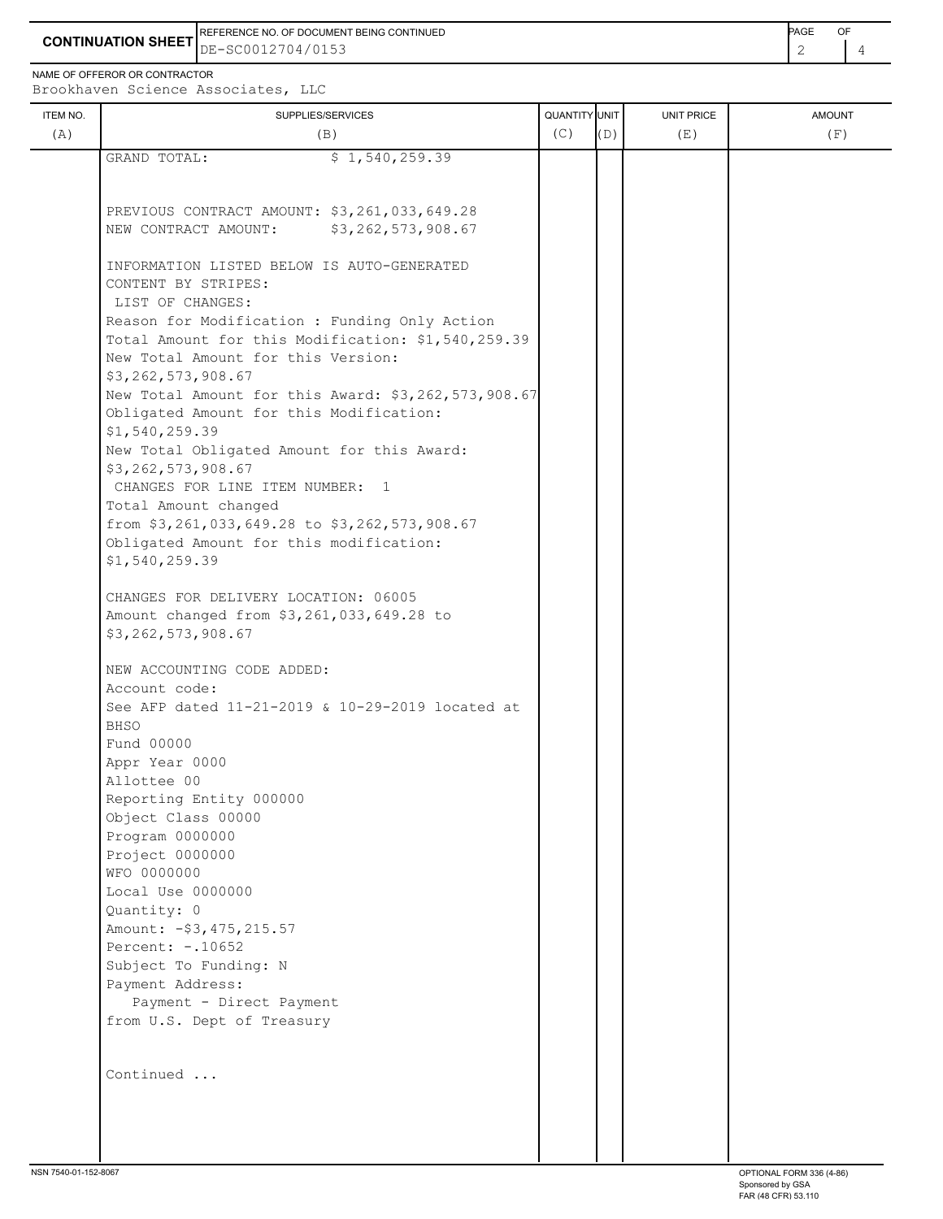**CONTINUATION SHEET**

REFERENCE NO. OF DOCUMENT BEING CONTINUED: DE-SC0012704/0153

NAME OF OFFEROR OR CONTRACTOR: Brookhaven Science Associates, LLC

| ITEM NO. (A) | SUPPLIES/SERVICES (B) | QUANTITY (C) | UNIT (D) | UNIT PRICE (E) | AMOUNT (F) |
|---|---|---|---|---|---|
| | GRAND TOTAL: $ 1,540,259.39 | | | | |

PREVIOUS CONTRACT AMOUNT: $3,261,033,649.28
NEW CONTRACT AMOUNT: $3,262,573,908.67

INFORMATION LISTED BELOW IS AUTO-GENERATED
CONTENT BY STRIPES:
LIST OF CHANGES:
Reason for Modification : Funding Only Action
Total Amount for this Modification: $1,540,259.39
New Total Amount for this Version:
$3,262,573,908.67
New Total Amount for this Award: $3,262,573,908.67
Obligated Amount for this Modification:
$1,540,259.39
New Total Obligated Amount for this Award:
$3,262,573,908.67
CHANGES FOR LINE ITEM NUMBER: 1
Total Amount changed
from $3,261,033,649.28 to $3,262,573,908.67
Obligated Amount for this modification:
$1,540,259.39

CHANGES FOR DELIVERY LOCATION: 06005
Amount changed from $3,261,033,649.28 to
$3,262,573,908.67

NEW ACCOUNTING CODE ADDED:
Account code:
See AFP dated 11-21-2019 & 10-29-2019 located at
BHSO
Fund 00000
Appr Year 0000
Allottee 00
Reporting Entity 000000
Object Class 00000
Program 0000000
Project 0000000
WFO 0000000
Local Use 0000000
Quantity: 0
Amount: -$3,475,215.57
Percent: -.10652
Subject To Funding: N
Payment Address:
Payment - Direct Payment
from U.S. Dept of Treasury

Continued ...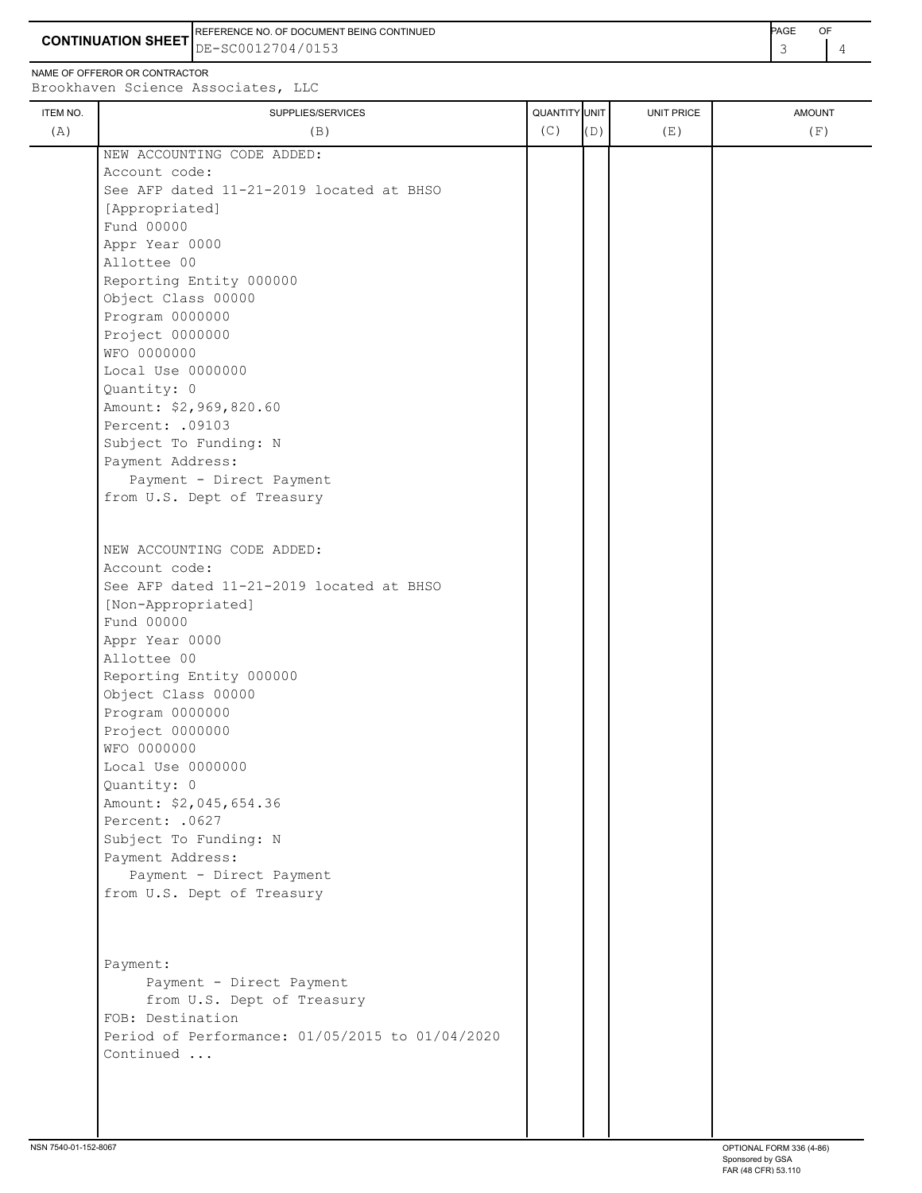**CONTINUATION SHEET**

REFERENCE NO. OF DOCUMENT BEING CONTINUED: DE-SC0012704/0153

NAME OF OFFEROR OR CONTRACTOR: Brookhaven Science Associates, LLC

| ITEM NO. (A) | SUPPLIES/SERVICES (B) | QUANTITY (C) | UNIT (D) | UNIT PRICE (E) | AMOUNT (F) |
|---|---|---|---|---|---|
| | NEW ACCOUNTING CODE ADDED:<br>Account code:<br>See AFP dated 11-21-2019 located at BHSO<br>[Appropriated]<br>Fund 00000<br>Appr Year 0000<br>Allottee 00<br>Reporting Entity 000000<br>Object Class 00000<br>Program 0000000<br>Project 0000000<br>WFO 0000000<br>Local Use 0000000<br>Quantity: 0<br>Amount: $2,969,820.60<br>Percent: .09103<br>Subject To Funding: N<br>Payment Address:<br>Payment - Direct Payment<br>from U.S. Dept of Treasury | | | | |
| | NEW ACCOUNTING CODE ADDED:<br>Account code:<br>See AFP dated 11-21-2019 located at BHSO<br>[Non-Appropriated]<br>Fund 00000<br>Appr Year 0000<br>Allottee 00<br>Reporting Entity 000000<br>Object Class 00000<br>Program 0000000<br>Project 0000000<br>WFO 0000000<br>Local Use 0000000<br>Quantity: 0<br>Amount: $2,045,654.36<br>Percent: .0627<br>Subject To Funding: N<br>Payment Address:<br>Payment - Direct Payment<br>from U.S. Dept of Treasury | | | | |
| | Payment:<br>Payment - Direct Payment<br>from U.S. Dept of Treasury<br>FOB: Destination<br>Period of Performance: 01/05/2015 to 01/04/2020<br>Continued ... | | | | |

NSN 7540-01-152-8067

OPTIONAL FORM 336 (4-86)
Sponsored by GSA
FAR (48 CFR) 53.110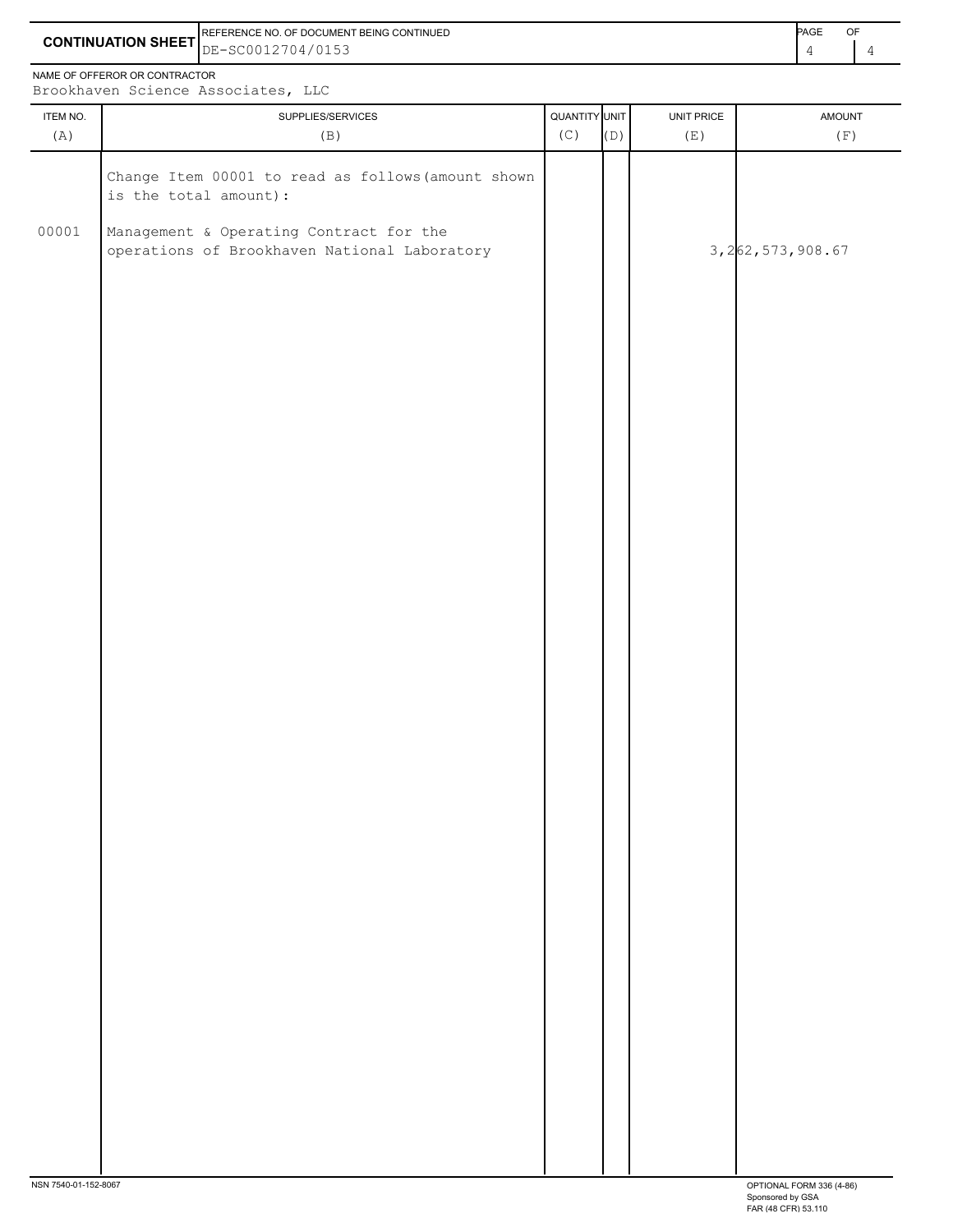**CONTINUATION SHEET**

REFERENCE NO. OF DOCUMENT BEING CONTINUED: DE-SC0012704/0153

NAME OF OFFEROR OR CONTRACTOR: Brookhaven Science Associates, LLC

| ITEM NO. (A) | SUPPLIES/SERVICES (B) | QUANTITY (C) | UNIT (D) | UNIT PRICE (E) | AMOUNT (F) |
| --- | --- | --- | --- | --- | --- |
| | Change Item 00001 to read as follows(amount shown is the total amount): | | | | |
| 00001 | Management & Operating Contract for the operations of Brookhaven National Laboratory | | | | 3,262,573,908.67 |

NSN 7540-01-152-8067

OPTIONAL FORM 336 (4-86)
Sponsored by GSA
FAR (48 CFR) 53.110